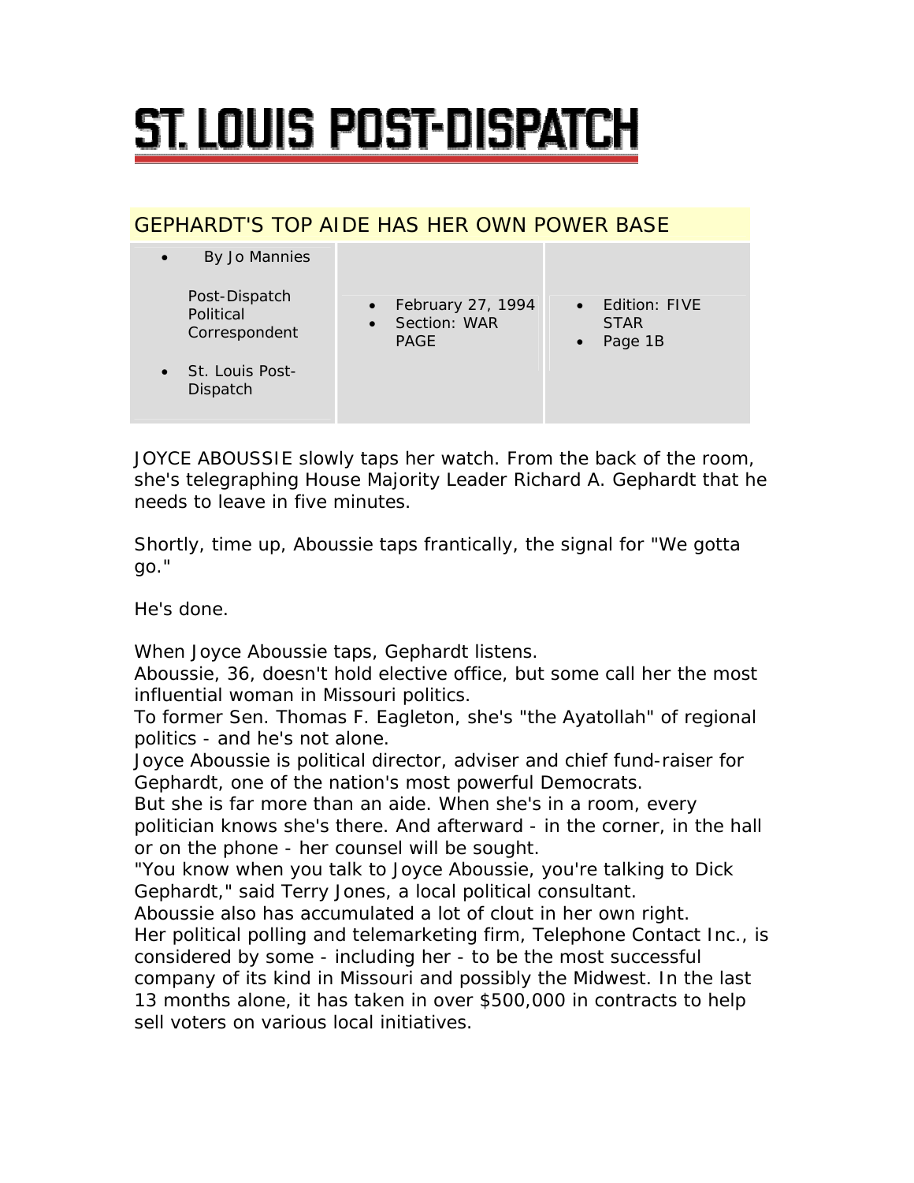# ST. LOUIS POST-DISPATCH

## GEPHARDT'S TOP AIDE HAS HER OWN POWER BASE

- By Jo Mannies

  Post-Dispatch Political Correspondent

- St. Louis Post-Dispatch

- February 27, 1994
- Section: WAR PAGE

- Edition: FIVE STAR
- Page 1B

JOYCE ABOUSSIE slowly taps her watch. From the back of the room, she's telegraphing House Majority Leader Richard A. Gephardt that he needs to leave in five minutes.

Shortly, time up, Aboussie taps frantically, the signal for "We gotta go."

He's done.

When Joyce Aboussie taps, Gephardt listens.

Aboussie, 36, doesn't hold elective office, but some call her the most influential woman in Missouri politics.

To former Sen. Thomas F. Eagleton, she's "the Ayatollah" of regional politics - and he's not alone.

Joyce Aboussie is political director, adviser and chief fund-raiser for Gephardt, one of the nation's most powerful Democrats.

But she is far more than an aide. When she's in a room, every politician knows she's there. And afterward - in the corner, in the hall or on the phone - her counsel will be sought.

"You know when you talk to Joyce Aboussie, you're talking to Dick Gephardt," said Terry Jones, a local political consultant.

Aboussie also has accumulated a lot of clout in her own right.

Her political polling and telemarketing firm, Telephone Contact Inc., is considered by some - including her - to be the most successful company of its kind in Missouri and possibly the Midwest. In the last 13 months alone, it has taken in over $500,000 in contracts to help sell voters on various local initiatives.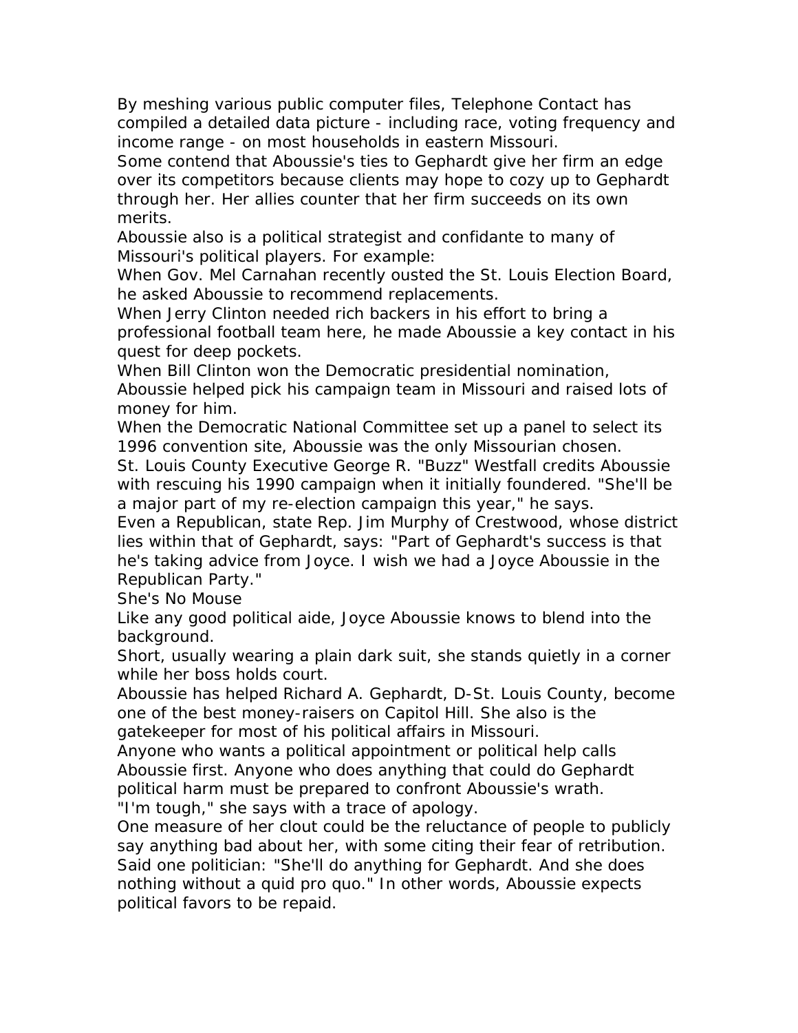By meshing various public computer files, Telephone Contact has compiled a detailed data picture - including race, voting frequency and income range - on most households in eastern Missouri.

Some contend that Aboussie's ties to Gephardt give her firm an edge over its competitors because clients may hope to cozy up to Gephardt through her. Her allies counter that her firm succeeds on its own merits.

Aboussie also is a political strategist and confidante to many of Missouri's political players. For example:

When Gov. Mel Carnahan recently ousted the St. Louis Election Board, he asked Aboussie to recommend replacements.

When Jerry Clinton needed rich backers in his effort to bring a professional football team here, he made Aboussie a key contact in his quest for deep pockets.

When Bill Clinton won the Democratic presidential nomination, Aboussie helped pick his campaign team in Missouri and raised lots of money for him.

When the Democratic National Committee set up a panel to select its 1996 convention site, Aboussie was the only Missourian chosen.

St. Louis County Executive George R. "Buzz" Westfall credits Aboussie with rescuing his 1990 campaign when it initially foundered. "She'll be a major part of my re-election campaign this year," he says.

Even a Republican, state Rep. Jim Murphy of Crestwood, whose district lies within that of Gephardt, says: "Part of Gephardt's success is that he's taking advice from Joyce. I wish we had a Joyce Aboussie in the Republican Party."

## She's No Mouse

Like any good political aide, Joyce Aboussie knows to blend into the background.

Short, usually wearing a plain dark suit, she stands quietly in a corner while her boss holds court.

Aboussie has helped Richard A. Gephardt, D-St. Louis County, become one of the best money-raisers on Capitol Hill. She also is the gatekeeper for most of his political affairs in Missouri.

Anyone who wants a political appointment or political help calls Aboussie first. Anyone who does anything that could do Gephardt political harm must be prepared to confront Aboussie's wrath.

"I'm tough," she says with a trace of apology.

One measure of her clout could be the reluctance of people to publicly say anything bad about her, with some citing their fear of retribution. Said one politician: "She'll do anything for Gephardt. And she does nothing without a quid pro quo." In other words, Aboussie expects political favors to be repaid.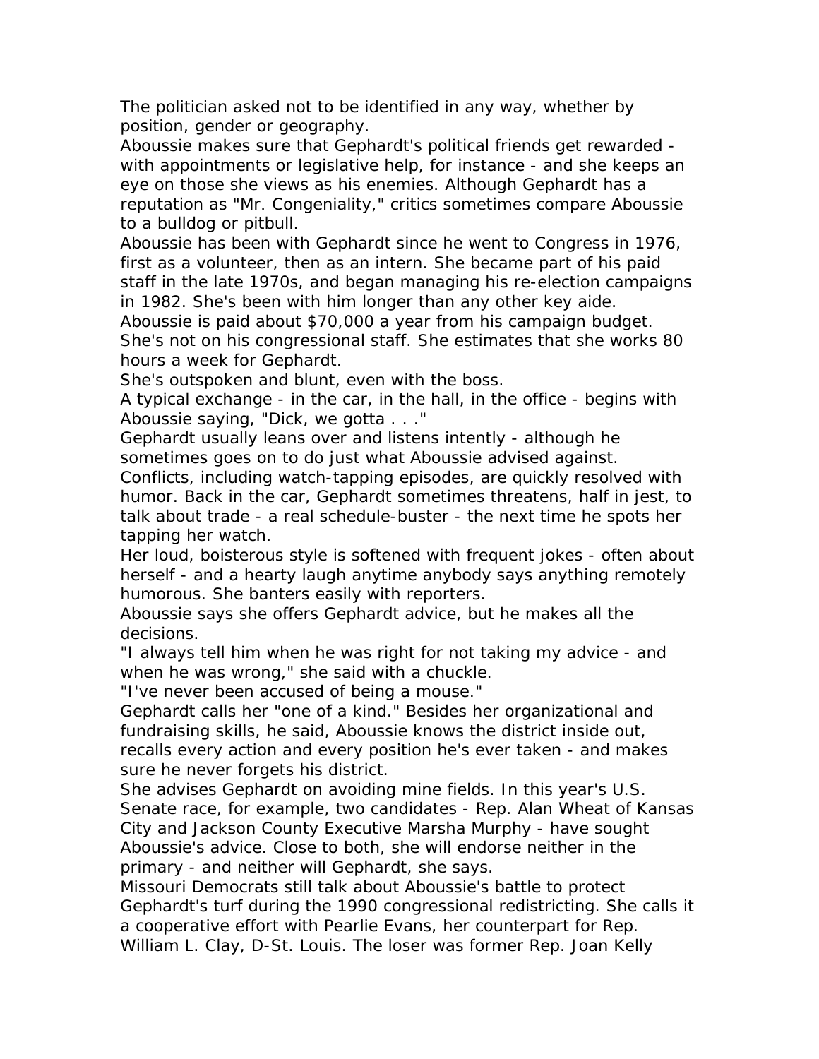The politician asked not to be identified in any way, whether by position, gender or geography.

Aboussie makes sure that Gephardt's political friends get rewarded - with appointments or legislative help, for instance - and she keeps an eye on those she views as his enemies. Although Gephardt has a reputation as "Mr. Congeniality," critics sometimes compare Aboussie to a bulldog or pitbull.

Aboussie has been with Gephardt since he went to Congress in 1976, first as a volunteer, then as an intern. She became part of his paid staff in the late 1970s, and began managing his re-election campaigns in 1982. She's been with him longer than any other key aide.

Aboussie is paid about $70,000 a year from his campaign budget. She's not on his congressional staff. She estimates that she works 80 hours a week for Gephardt.

She's outspoken and blunt, even with the boss.

A typical exchange - in the car, in the hall, in the office - begins with Aboussie saying, "Dick, we gotta . . ."

Gephardt usually leans over and listens intently - although he sometimes goes on to do just what Aboussie advised against.

Conflicts, including watch-tapping episodes, are quickly resolved with humor. Back in the car, Gephardt sometimes threatens, half in jest, to talk about trade - a real schedule-buster - the next time he spots her tapping her watch.

Her loud, boisterous style is softened with frequent jokes - often about herself - and a hearty laugh anytime anybody says anything remotely humorous. She banters easily with reporters.

Aboussie says she offers Gephardt advice, but he makes all the decisions.

"I always tell him when he was right for not taking my advice - and when he was wrong," she said with a chuckle.

"I've never been accused of being a mouse."

Gephardt calls her "one of a kind." Besides her organizational and fundraising skills, he said, Aboussie knows the district inside out, recalls every action and every position he's ever taken - and makes sure he never forgets his district.

She advises Gephardt on avoiding mine fields. In this year's U.S. Senate race, for example, two candidates - Rep. Alan Wheat of Kansas City and Jackson County Executive Marsha Murphy - have sought Aboussie's advice. Close to both, she will endorse neither in the primary - and neither will Gephardt, she says.

Missouri Democrats still talk about Aboussie's battle to protect Gephardt's turf during the 1990 congressional redistricting. She calls it a cooperative effort with Pearlie Evans, her counterpart for Rep. William L. Clay, D-St. Louis. The loser was former Rep. Joan Kelly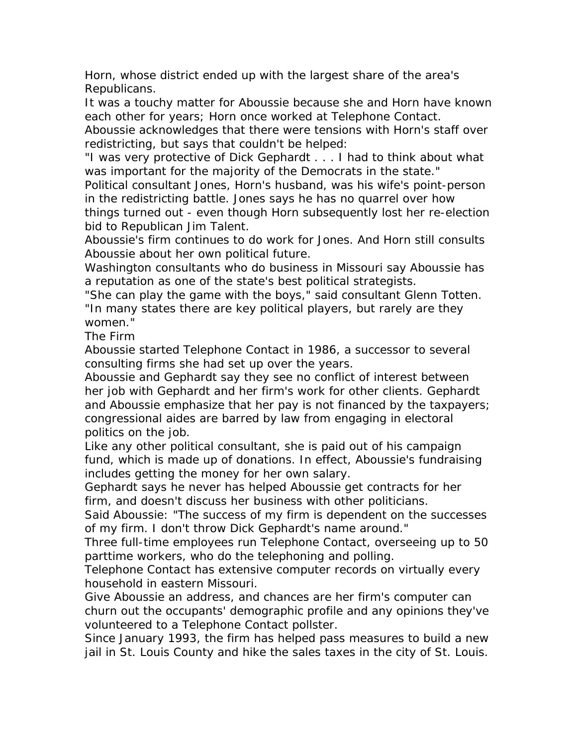Horn, whose district ended up with the largest share of the area's Republicans.

It was a touchy matter for Aboussie because she and Horn have known each other for years; Horn once worked at Telephone Contact.

Aboussie acknowledges that there were tensions with Horn's staff over redistricting, but says that couldn't be helped:

"I was very protective of Dick Gephardt . . . I had to think about what was important for the majority of the Democrats in the state."

Political consultant Jones, Horn's husband, was his wife's point-person in the redistricting battle. Jones says he has no quarrel over how things turned out - even though Horn subsequently lost her re-election bid to Republican Jim Talent.

Aboussie's firm continues to do work for Jones. And Horn still consults Aboussie about her own political future.

Washington consultants who do business in Missouri say Aboussie has a reputation as one of the state's best political strategists.

"She can play the game with the boys," said consultant Glenn Totten. "In many states there are key political players, but rarely are they women."

## The Firm

Aboussie started Telephone Contact in 1986, a successor to several consulting firms she had set up over the years.

Aboussie and Gephardt say they see no conflict of interest between her job with Gephardt and her firm's work for other clients. Gephardt and Aboussie emphasize that her pay is not financed by the taxpayers; congressional aides are barred by law from engaging in electoral politics on the job.

Like any other political consultant, she is paid out of his campaign fund, which is made up of donations. In effect, Aboussie's fundraising includes getting the money for her own salary.

Gephardt says he never has helped Aboussie get contracts for her firm, and doesn't discuss her business with other politicians.

Said Aboussie: "The success of my firm is dependent on the successes of my firm. I don't throw Dick Gephardt's name around."

Three full-time employees run Telephone Contact, overseeing up to 50 parttime workers, who do the telephoning and polling.

Telephone Contact has extensive computer records on virtually every household in eastern Missouri.

Give Aboussie an address, and chances are her firm's computer can churn out the occupants' demographic profile and any opinions they've volunteered to a Telephone Contact pollster.

Since January 1993, the firm has helped pass measures to build a new jail in St. Louis County and hike the sales taxes in the city of St. Louis.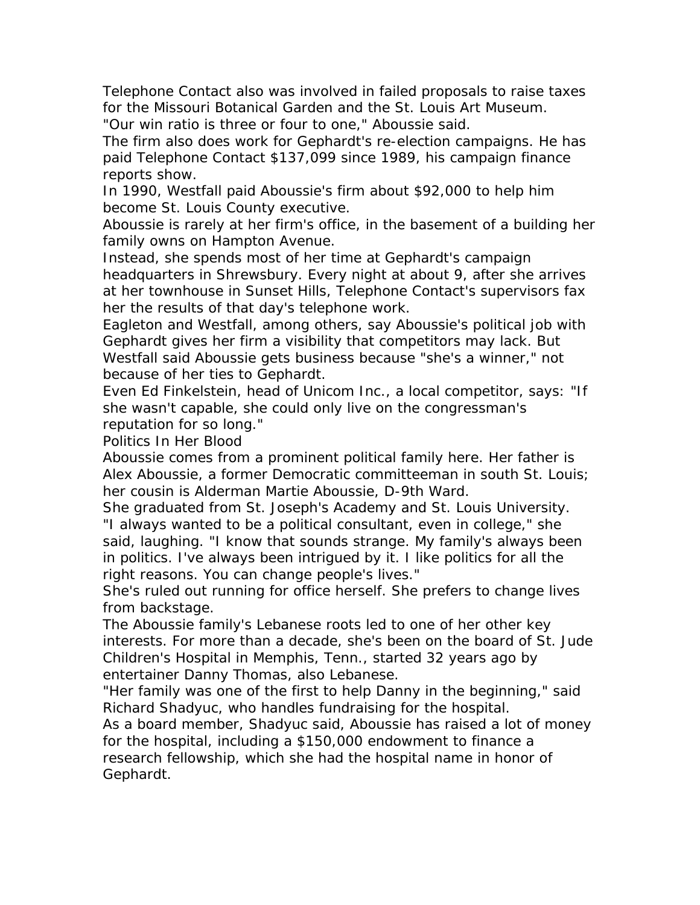Telephone Contact also was involved in failed proposals to raise taxes for the Missouri Botanical Garden and the St. Louis Art Museum.

"Our win ratio is three or four to one," Aboussie said.

The firm also does work for Gephardt's re-election campaigns. He has paid Telephone Contact $137,099 since 1989, his campaign finance reports show.

In 1990, Westfall paid Aboussie's firm about $92,000 to help him become St. Louis County executive.

Aboussie is rarely at her firm's office, in the basement of a building her family owns on Hampton Avenue.

Instead, she spends most of her time at Gephardt's campaign headquarters in Shrewsbury. Every night at about 9, after she arrives at her townhouse in Sunset Hills, Telephone Contact's supervisors fax her the results of that day's telephone work.

Eagleton and Westfall, among others, say Aboussie's political job with Gephardt gives her firm a visibility that competitors may lack. But Westfall said Aboussie gets business because "she's a winner," not because of her ties to Gephardt.

Even Ed Finkelstein, head of Unicom Inc., a local competitor, says: "If she wasn't capable, she could only live on the congressman's reputation for so long."

## Politics In Her Blood

Aboussie comes from a prominent political family here. Her father is Alex Aboussie, a former Democratic committeeman in south St. Louis; her cousin is Alderman Martie Aboussie, D-9th Ward.

She graduated from St. Joseph's Academy and St. Louis University.

"I always wanted to be a political consultant, even in college," she said, laughing. "I know that sounds strange. My family's always been in politics. I've always been intrigued by it. I like politics for all the right reasons. You can change people's lives."

She's ruled out running for office herself. She prefers to change lives from backstage.

The Aboussie family's Lebanese roots led to one of her other key interests. For more than a decade, she's been on the board of St. Jude Children's Hospital in Memphis, Tenn., started 32 years ago by entertainer Danny Thomas, also Lebanese.

"Her family was one of the first to help Danny in the beginning," said Richard Shadyuc, who handles fundraising for the hospital.

As a board member, Shadyuc said, Aboussie has raised a lot of money for the hospital, including a $150,000 endowment to finance a research fellowship, which she had the hospital name in honor of Gephardt.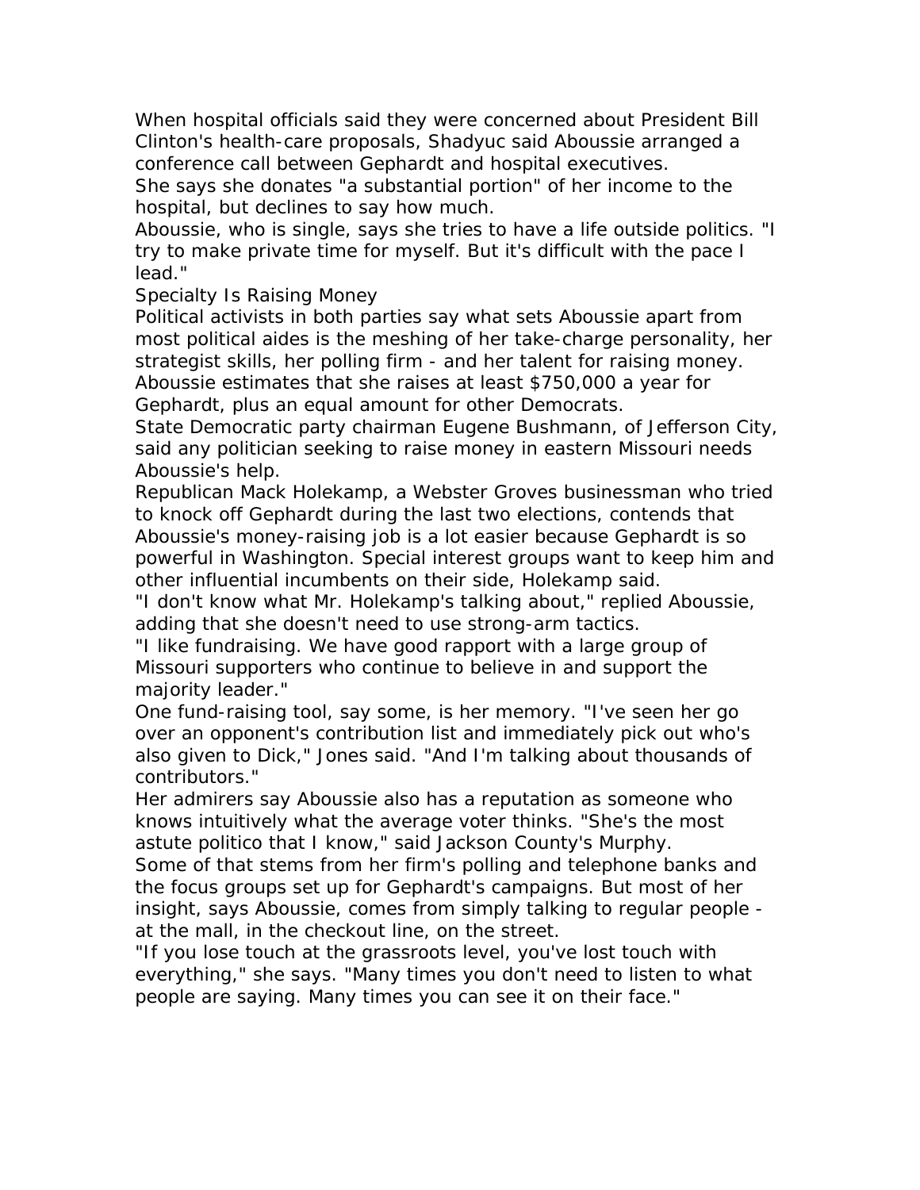When hospital officials said they were concerned about President Bill Clinton's health-care proposals, Shadyuc said Aboussie arranged a conference call between Gephardt and hospital executives.

She says she donates "a substantial portion" of her income to the hospital, but declines to say how much.

Aboussie, who is single, says she tries to have a life outside politics. "I try to make private time for myself. But it's difficult with the pace I lead."

## Specialty Is Raising Money

Political activists in both parties say what sets Aboussie apart from most political aides is the meshing of her take-charge personality, her strategist skills, her polling firm - and her talent for raising money.

Aboussie estimates that she raises at least $750,000 a year for Gephardt, plus an equal amount for other Democrats.

State Democratic party chairman Eugene Bushmann, of Jefferson City, said any politician seeking to raise money in eastern Missouri needs Aboussie's help.

Republican Mack Holekamp, a Webster Groves businessman who tried to knock off Gephardt during the last two elections, contends that Aboussie's money-raising job is a lot easier because Gephardt is so powerful in Washington. Special interest groups want to keep him and other influential incumbents on their side, Holekamp said.

"I don't know what Mr. Holekamp's talking about," replied Aboussie, adding that she doesn't need to use strong-arm tactics.

"I like fundraising. We have good rapport with a large group of Missouri supporters who continue to believe in and support the majority leader."

One fund-raising tool, say some, is her memory. "I've seen her go over an opponent's contribution list and immediately pick out who's also given to Dick," Jones said. "And I'm talking about thousands of contributors."

Her admirers say Aboussie also has a reputation as someone who knows intuitively what the average voter thinks. "She's the most astute politico that I know," said Jackson County's Murphy.

Some of that stems from her firm's polling and telephone banks and the focus groups set up for Gephardt's campaigns. But most of her insight, says Aboussie, comes from simply talking to regular people - at the mall, in the checkout line, on the street.

"If you lose touch at the grassroots level, you've lost touch with everything," she says. "Many times you don't need to listen to what people are saying. Many times you can see it on their face."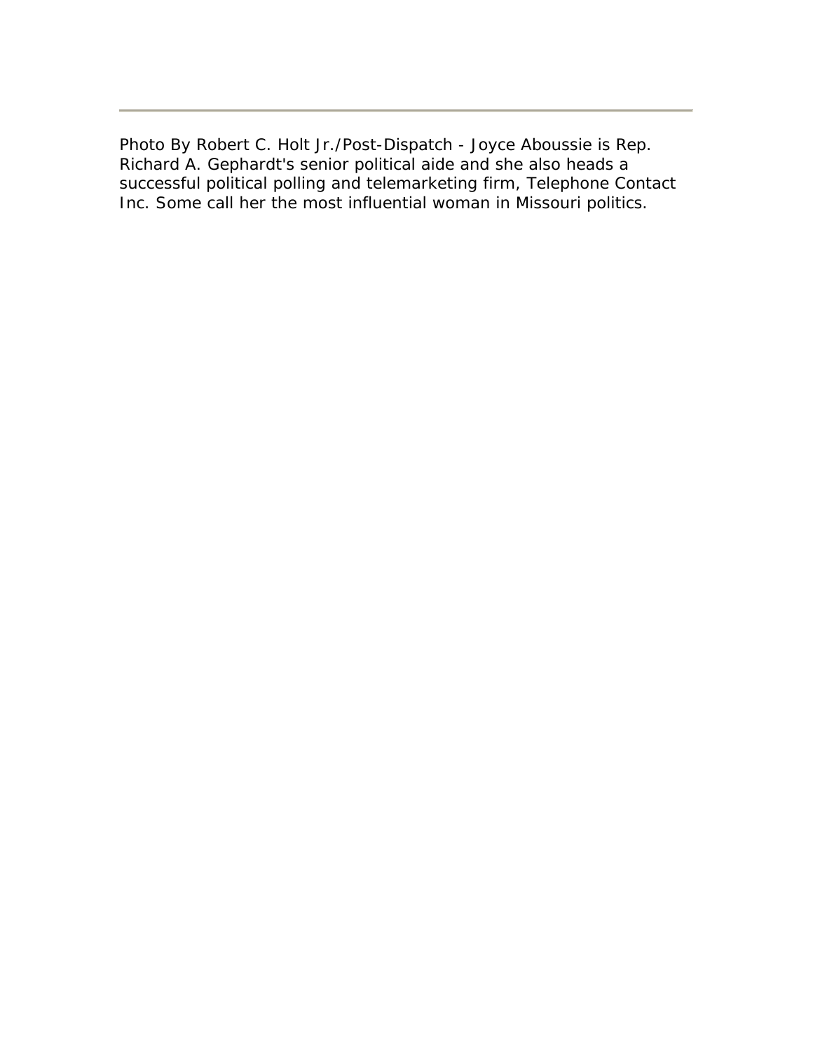---

Photo By Robert C. Holt Jr./Post-Dispatch - Joyce Aboussie is Rep. Richard A. Gephardt's senior political aide and she also heads a successful political polling and telemarketing firm, Telephone Contact Inc. Some call her the most influential woman in Missouri politics.